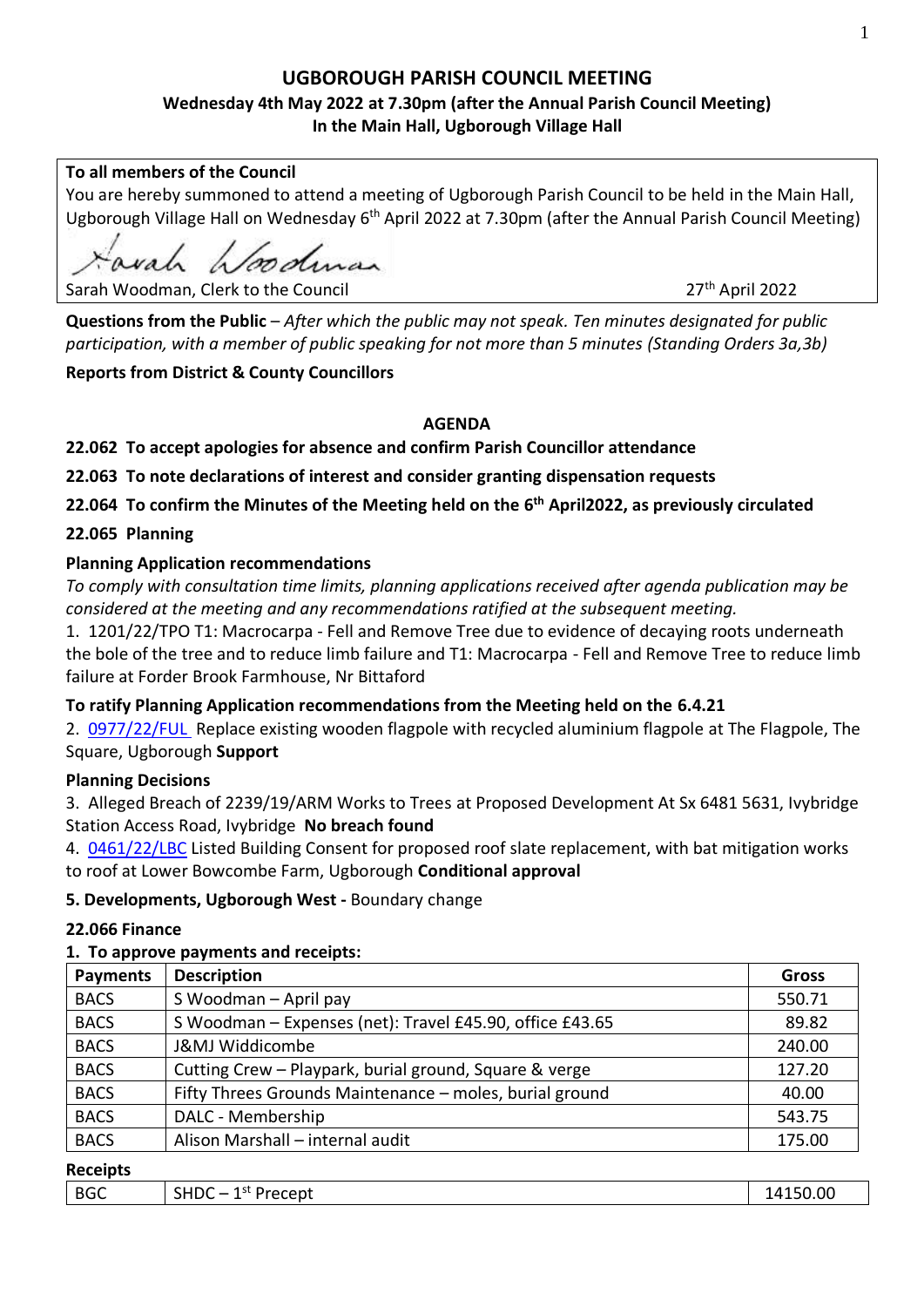# UGBOROUGH PARISH COUNCIL MEETING

**Wednesday 4th May 2022 at 7.30pm (after the Annual Parish Council Meeting)**
**In the Main Hall, Ugborough Village Hall**

**To all members of the Council**
You are hereby summoned to attend a meeting of Ugborough Parish Council to be held in the Main Hall, Ugborough Village Hall on Wednesday 6th April 2022 at 7.30pm (after the Annual Parish Council Meeting)

Sarah Woodman

Sarah Woodman, Clerk to the Council 27th April 2022

**Questions from the Public** – *After which the public may not speak. Ten minutes designated for public participation, with a member of public speaking for not more than 5 minutes (Standing Orders 3a,3b)*

**Reports from District & County Councillors**

## AGENDA

**22.062 To accept apologies for absence and confirm Parish Councillor attendance**

**22.063 To note declarations of interest and consider granting dispensation requests**

**22.064 To confirm the Minutes of the Meeting held on the 6th April2022, as previously circulated**

**22.065 Planning**

**Planning Application recommendations**

*To comply with consultation time limits, planning applications received after agenda publication may be considered at the meeting and any recommendations ratified at the subsequent meeting.*

1. 1201/22/TPO T1: Macrocarpa - Fell and Remove Tree due to evidence of decaying roots underneath the bole of the tree and to reduce limb failure and T1: Macrocarpa - Fell and Remove Tree to reduce limb failure at Forder Brook Farmhouse, Nr Bittaford

**To ratify Planning Application recommendations from the Meeting held on the 6.4.21**

2. 0977/22/FUL Replace existing wooden flagpole with recycled aluminium flagpole at The Flagpole, The Square, Ugborough **Support**

**Planning Decisions**

3. Alleged Breach of 2239/19/ARM Works to Trees at Proposed Development At Sx 6481 5631, Ivybridge Station Access Road, Ivybridge **No breach found**
4. 0461/22/LBC Listed Building Consent for proposed roof slate replacement, with bat mitigation works to roof at Lower Bowcombe Farm, Ugborough **Conditional approval**

**5. Developments, Ugborough West -** Boundary change

**22.066 Finance**

**1. To approve payments and receipts:**

| Payments | Description | Gross |
|---|---|---|
| BACS | S Woodman – April pay | 550.71 |
| BACS | S Woodman – Expenses (net): Travel £45.90, office £43.65 | 89.82 |
| BACS | J&MJ Widdicombe | 240.00 |
| BACS | Cutting Crew – Playpark, burial ground, Square & verge | 127.20 |
| BACS | Fifty Threes Grounds Maintenance – moles, burial ground | 40.00 |
| BACS | DALC - Membership | 543.75 |
| BACS | Alison Marshall – internal audit | 175.00 |

**Receipts**

| | | |
|---|---|---|
| BGC | SHDC – 1st Precept | 14150.00 |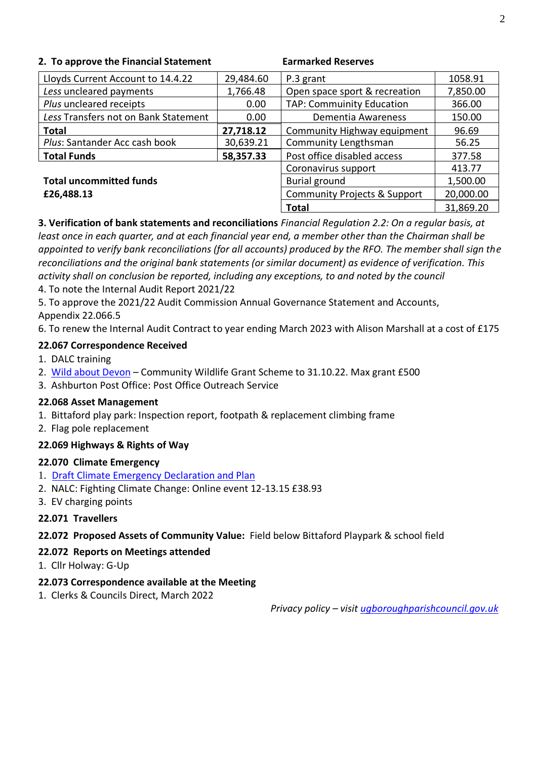**2. To approve the Financial Statement**

| | |
|---|---|
| Lloyds Current Account to 14.4.22 | 29,484.60 |
| *Less* uncleared payments | 1,766.48 |
| *Plus* uncleared receipts | 0.00 |
| *Less* Transfers not on Bank Statement | 0.00 |
| **Total** | **27,718.12** |
| *Plus*: Santander Acc cash book | 30,639.21 |
| **Total Funds** | **58,357.33** |

**Total uncommitted funds £26,488.13**

**Earmarked Reserves**

| | |
|---|---|
| P.3 grant | 1058.91 |
| Open space sport & recreation | 7,850.00 |
| TAP: Community Education | 366.00 |
| Dementia Awareness | 150.00 |
| Community Highway equipment | 96.69 |
| Community Lengthsman | 56.25 |
| Post office disabled access | 377.58 |
| Coronavirus support | 413.77 |
| Burial ground | 1,500.00 |
| Community Projects & Support | 20,000.00 |
| **Total** | 31,869.20 |

**3. Verification of bank statements and reconciliations** *Financial Regulation 2.2: On a regular basis, at least once in each quarter, and at each financial year end, a member other than the Chairman shall be appointed to verify bank reconciliations (for all accounts) produced by the RFO. The member shall sign the reconciliations and the original bank statements (or similar document) as evidence of verification. This activity shall on conclusion be reported, including any exceptions, to and noted by the council*

4. To note the Internal Audit Report 2021/22

5. To approve the 2021/22 Audit Commission Annual Governance Statement and Accounts, Appendix 22.066.5

6. To renew the Internal Audit Contract to year ending March 2023 with Alison Marshall at a cost of £175

**22.067 Correspondence Received**

1. DALC training
2. Wild about Devon – Community Wildlife Grant Scheme to 31.10.22. Max grant £500
3. Ashburton Post Office: Post Office Outreach Service

**22.068 Asset Management**

1. Bittaford play park: Inspection report, footpath & replacement climbing frame
2. Flag pole replacement

**22.069 Highways & Rights of Way**

**22.070 Climate Emergency**

1. Draft Climate Emergency Declaration and Plan
2. NALC: Fighting Climate Change: Online event 12-13.15 £38.93
3. EV charging points

**22.071 Travellers**

**22.072 Proposed Assets of Community Value:** Field below Bittaford Playpark & school field

**22.072 Reports on Meetings attended**

1. Cllr Holway: G-Up

**22.073 Correspondence available at the Meeting**

1. Clerks & Councils Direct, March 2022

*Privacy policy – visit ugboroughparishcouncil.gov.uk*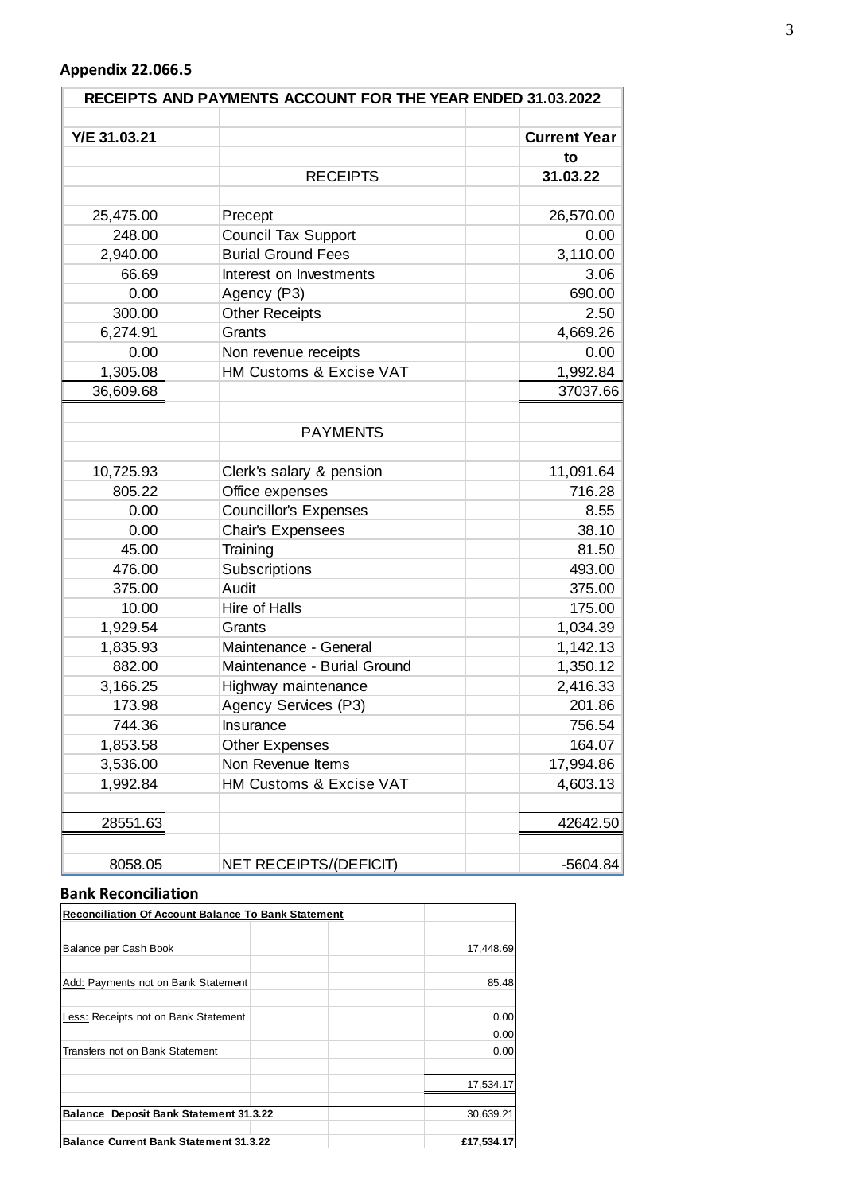**Appendix 22.066.5**

| RECEIPTS AND PAYMENTS ACCOUNT FOR THE YEAR ENDED 31.03.2022 | | | |
|---|---|---|---|
| Y/E 31.03.21 | | | Current Year to |
| | | RECEIPTS | 31.03.22 |
| 25,475.00 | | Precept | 26,570.00 |
| 248.00 | | Council Tax Support | 0.00 |
| 2,940.00 | | Burial Ground Fees | 3,110.00 |
| 66.69 | | Interest on Investments | 3.06 |
| 0.00 | | Agency (P3) | 690.00 |
| 300.00 | | Other Receipts | 2.50 |
| 6,274.91 | | Grants | 4,669.26 |
| 0.00 | | Non revenue receipts | 0.00 |
| 1,305.08 | | HM Customs & Excise VAT | 1,992.84 |
| 36,609.68 | | | 37037.66 |
| | | PAYMENTS | |
| 10,725.93 | | Clerk's salary & pension | 11,091.64 |
| 805.22 | | Office expenses | 716.28 |
| 0.00 | | Councillor's Expenses | 8.55 |
| 0.00 | | Chair's Expensees | 38.10 |
| 45.00 | | Training | 81.50 |
| 476.00 | | Subscriptions | 493.00 |
| 375.00 | | Audit | 375.00 |
| 10.00 | | Hire of Halls | 175.00 |
| 1,929.54 | | Grants | 1,034.39 |
| 1,835.93 | | Maintenance - General | 1,142.13 |
| 882.00 | | Maintenance - Burial Ground | 1,350.12 |
| 3,166.25 | | Highway maintenance | 2,416.33 |
| 173.98 | | Agency Services (P3) | 201.86 |
| 744.36 | | Insurance | 756.54 |
| 1,853.58 | | Other Expenses | 164.07 |
| 3,536.00 | | Non Revenue Items | 17,994.86 |
| 1,992.84 | | HM Customs & Excise VAT | 4,603.13 |
| 28551.63 | | | 42642.50 |
| 8058.05 | | NET RECEIPTS/(DEFICIT) | -5604.84 |

**Bank Reconciliation**

| Reconciliation Of Account Balance To Bank Statement | |
|---|---|
| Balance per Cash Book | 17,448.69 |
| Add: Payments not on Bank Statement | 85.48 |
| Less: Receipts not on Bank Statement | 0.00 |
| | 0.00 |
| Transfers not on Bank Statement | 0.00 |
| | 17,534.17 |
| **Balance Deposit Bank Statement 31.3.22** | 30,639.21 |
| **Balance Current Bank Statement 31.3.22** | **£17,534.17** |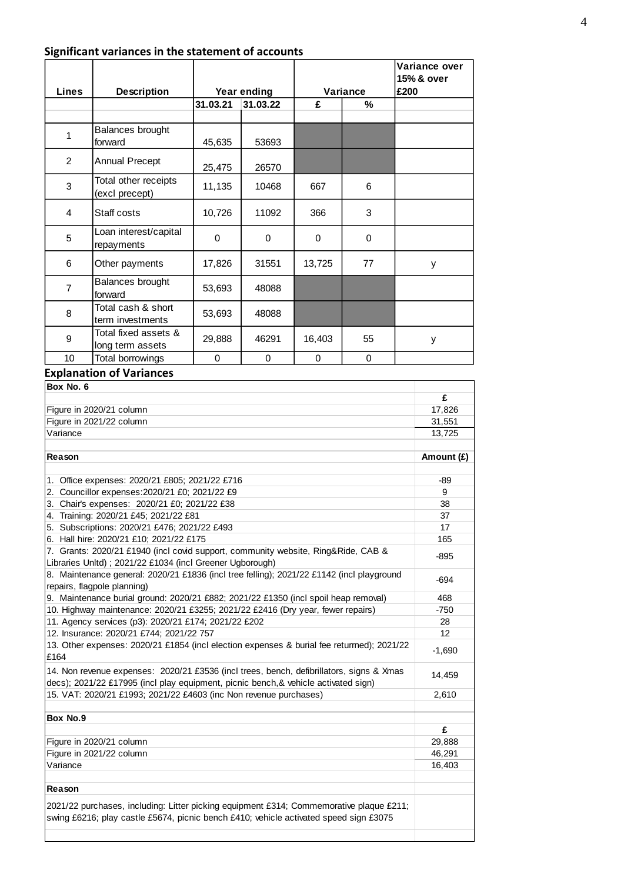## Significant variances in the statement of accounts

| Lines | Description | Year ending | | Variance | | Variance over 15% & over £200 |
|---|---|---|---|---|---|---|
| | | 31.03.21 | 31.03.22 | £ | % | |
| 1 | Balances brought forward | 45,635 | 53693 | | | |
| 2 | Annual Precept | 25,475 | 26570 | | | |
| 3 | Total other receipts (excl precept) | 11,135 | 10468 | 667 | 6 | |
| 4 | Staff costs | 10,726 | 11092 | 366 | 3 | |
| 5 | Loan interest/capital repayments | 0 | 0 | 0 | 0 | |
| 6 | Other payments | 17,826 | 31551 | 13,725 | 77 | y |
| 7 | Balances brought forward | 53,693 | 48088 | | | |
| 8 | Total cash & short term investments | 53,693 | 48088 | | | |
| 9 | Total fixed assets & long term assets | 29,888 | 46291 | 16,403 | 55 | y |
| 10 | Total borrowings | 0 | 0 | 0 | 0 | |

## Explanation of Variances

| Box No. 6 | |
|---|---|
| | £ |
| Figure in 2020/21 column | 17,826 |
| Figure in 2021/22 column | 31,551 |
| Variance | 13,725 |
| | |
| **Reason** | **Amount (£)** |
| | |
| 1. Office expenses: 2020/21 £805; 2021/22 £716 | -89 |
| 2. Councillor expenses:2020/21 £0; 2021/22 £9 | 9 |
| 3. Chair's expenses: 2020/21 £0; 2021/22 £38 | 38 |
| 4. Training: 2020/21 £45; 2021/22 £81 | 37 |
| 5. Subscriptions: 2020/21 £476; 2021/22 £493 | 17 |
| 6. Hall hire: 2020/21 £10; 2021/22 £175 | 165 |
| 7. Grants: 2020/21 £1940 (incl covid support, community website, Ring&Ride, CAB & Libraries Unltd) ; 2021/22 £1034 (incl Greener Ugborough) | -895 |
| 8. Maintenance general: 2020/21 £1836 (incl tree felling); 2021/22 £1142 (incl playground repairs, flagpole planning) | -694 |
| 9. Maintenance burial ground: 2020/21 £882; 2021/22 £1350 (incl spoil heap removal) | 468 |
| 10. Highway maintenance: 2020/21 £3255; 2021/22 £2416 (Dry year, fewer repairs) | -750 |
| 11. Agency services (p3): 2020/21 £174; 2021/22 £202 | 28 |
| 12. Insurance: 2020/21 £744; 2021/22 757 | 12 |
| 13. Other expenses: 2020/21 £1854 (incl election expenses & burial fee returmed); 2021/22 £164 | -1,690 |
| 14. Non revenue expenses: 2020/21 £3536 (incl trees, bench, defibrillators, signs & Xmas decs); 2021/22 £17995 (incl play equipment, picnic bench,& vehicle activated sign) | 14,459 |
| 15. VAT: 2020/21 £1993; 2021/22 £4603 (inc Non revenue purchases) | 2,610 |

| Box No.9 | |
|---|---|
| | £ |
| Figure in 2020/21 column | 29,888 |
| Figure in 2021/22 column | 46,291 |
| Variance | 16,403 |
| | |
| **Reason** | |
| 2021/22 purchases, including: Litter picking equipment £314; Commemorative plaque £211; swing £6216; play castle £5674, picnic bench £410; vehicle activated speed sign £3075 | |